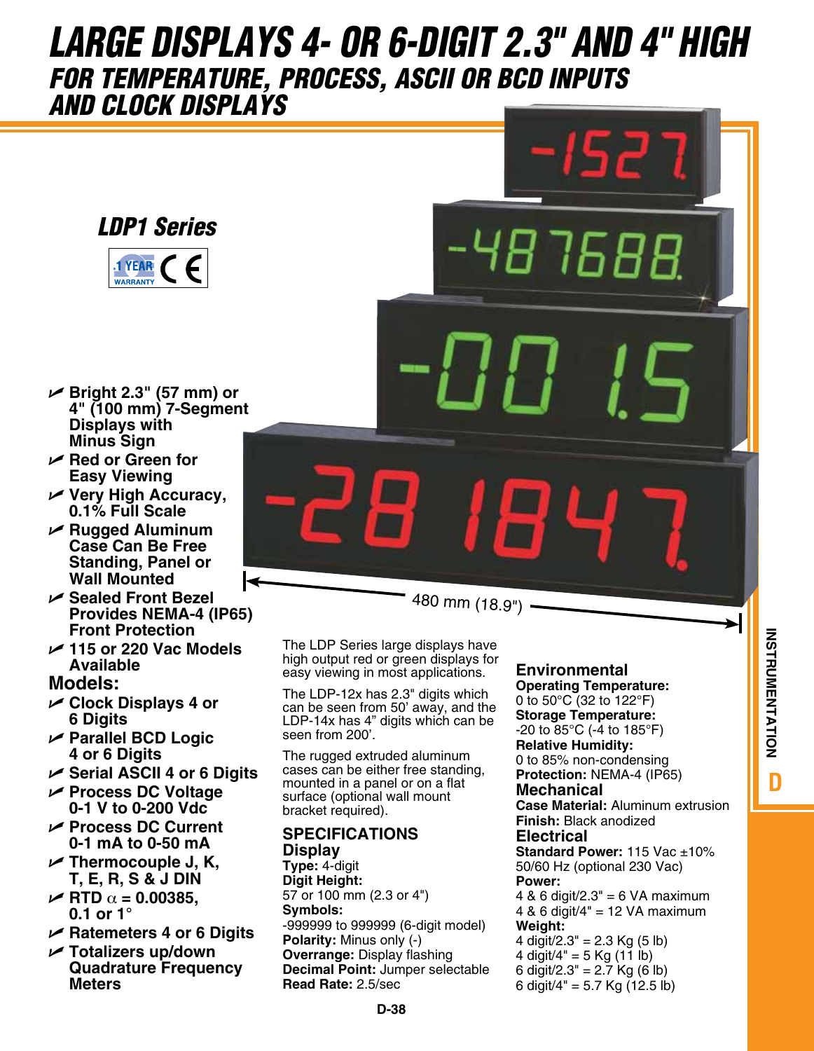# LARGE DISPLAYS 4- OR 6-DIGIT 2.3" AND 4" HIGH

## FOR TEMPERATURE, PROCESS, ASCII OR BCD INPUTS AND CLOCK DISPLAYS

### LDP1 Series

1 YEAR WARRANTY CE

480 mm (18.9")

- Bright 2.3" (57 mm) or 4" (100 mm) 7-Segment Displays with Minus Sign
- Red or Green for Easy Viewing
- Very High Accuracy, 0.1% Full Scale
- Rugged Aluminum Case Can Be Free Standing, Panel or Wall Mounted
- Sealed Front Bezel Provides NEMA-4 (IP65) Front Protection
- 115 or 220 Vac Models Available

**Models:**

- Clock Displays 4 or 6 Digits
- Parallel BCD Logic 4 or 6 Digits
- Serial ASCII 4 or 6 Digits
- Process DC Voltage 0-1 V to 0-200 Vdc
- Process DC Current 0-1 mA to 0-50 mA
- Thermocouple J, K, T, E, R, S & J DIN
- RTD $\alpha$ = 0.00385, 0.1 or 1°
- Ratemeters 4 or 6 Digits
- Totalizers up/down Quadrature Frequency Meters

The LDP Series large displays have high output red or green displays for easy viewing in most applications.

The LDP-12x has 2.3" digits which can be seen from 50' away, and the LDP-14x has 4" digits which can be seen from 200'.

The rugged extruded aluminum cases can be either free standing, mounted in a panel or on a flat surface (optional wall mount bracket required).

## SPECIFICATIONS

### Display

**Type:** 4-digit
**Digit Height:**
57 or 100 mm (2.3 or 4")
**Symbols:**
-999999 to 999999 (6-digit model)
**Polarity:** Minus only (-)
**Overrange:** Display flashing
**Decimal Point:** Jumper selectable
**Read Rate:** 2.5/sec

### Environmental

**Operating Temperature:**
0 to 50°C (32 to 122°F)
**Storage Temperature:**
-20 to 85°C (-4 to 185°F)
**Relative Humidity:**
0 to 85% non-condensing
**Protection:** NEMA-4 (IP65)

### Mechanical

**Case Material:** Aluminum extrusion
**Finish:** Black anodized

### Electrical

**Standard Power:** 115 Vac ±10% 50/60 Hz (optional 230 Vac)
**Power:**
4 & 6 digit/2.3" = 6 VA maximum
4 & 6 digit/4" = 12 VA maximum
**Weight:**
4 digit/2.3" = 2.3 Kg (5 lb)
4 digit/4" = 5 Kg (11 lb)
6 digit/2.3" = 2.7 Kg (6 lb)
6 digit/4" = 5.7 Kg (12.5 lb)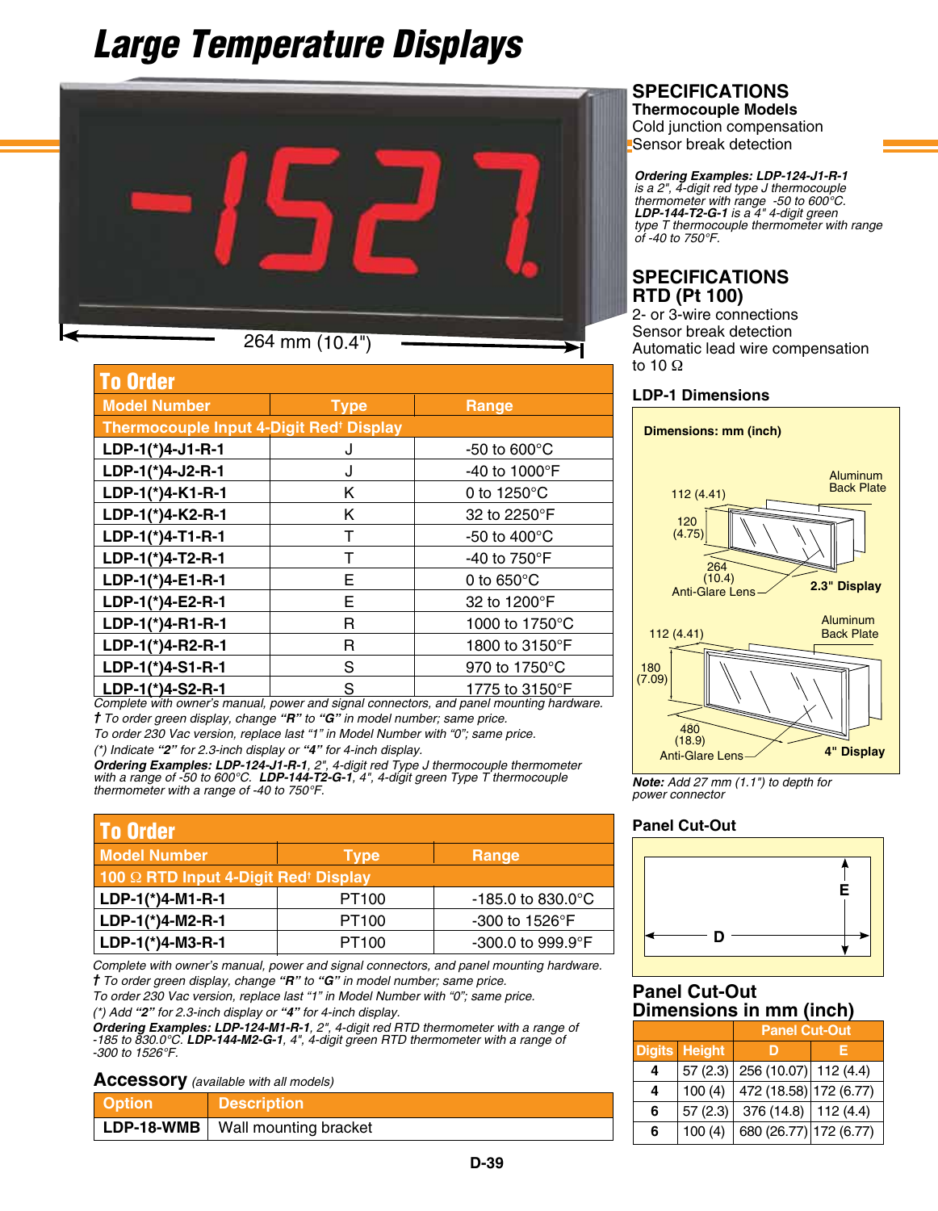# Large Temperature Displays

264 mm (10.4")

## To Order

| Model Number | Type | Range |
|---|---|---|
| **Thermocouple Input 4-Digit Red† Display** | | |
| **LDP-1(*)4-J1-R-1** | J | -50 to 600°C |
| **LDP-1(*)4-J2-R-1** | J | -40 to 1000°F |
| **LDP-1(*)4-K1-R-1** | K | 0 to 1250°C |
| **LDP-1(*)4-K2-R-1** | K | 32 to 2250°F |
| **LDP-1(*)4-T1-R-1** | T | -50 to 400°C |
| **LDP-1(*)4-T2-R-1** | T | -40 to 750°F |
| **LDP-1(*)4-E1-R-1** | E | 0 to 650°C |
| **LDP-1(*)4-E2-R-1** | E | 32 to 1200°F |
| **LDP-1(*)4-R1-R-1** | R | 1000 to 1750°C |
| **LDP-1(*)4-R2-R-1** | R | 1800 to 3150°F |
| **LDP-1(*)4-S1-R-1** | S | 970 to 1750°C |
| **LDP-1(*)4-S2-R-1** | S | 1775 to 3150°F |

*Complete with owner's manual, power and signal connectors, and panel mounting hardware.*
*† To order green display, change **"R"** to **"G"** in model number; same price.*
*To order 230 Vac version, replace last "1" in Model Number with "0"; same price.*
*(\*) Indicate **"2"** for 2.3-inch display or **"4"** for 4-inch display.*
***Ordering Examples: LDP-124-J1-R-1**, 2", 4-digit red Type J thermocouple thermometer with a range of -50 to 600°C. **LDP-144-T2-G-1**, 4", 4-digit green Type T thermocouple thermometer with a range of -40 to 750°F.*

## To Order

| Model Number | Type | Range |
|---|---|---|
| **100 Ω RTD Input 4-Digit Red† Display** | | |
| **LDP-1(*)4-M1-R-1** | PT100 | -185.0 to 830.0°C |
| **LDP-1(*)4-M2-R-1** | PT100 | -300 to 1526°F |
| **LDP-1(*)4-M3-R-1** | PT100 | -300.0 to 999.9°F |

*Complete with owner's manual, power and signal connectors, and panel mounting hardware.*
*† To order green display, change **"R"** to **"G"** in model number; same price.*
*To order 230 Vac version, replace last "1" in Model Number with "0"; same price.*
*(\*) Add **"2"** for 2.3-inch display or **"4"** for 4-inch display.*
***Ordering Examples: LDP-124-M1-R-1**, 2", 4-digit red RTD thermometer with a range of -185 to 830.0°C. **LDP-144-M2-G-1**, 4", 4-digit green RTD thermometer with a range of -300 to 1526°F.*

### Accessory *(available with all models)*

| Option | Description |
|---|---|
| **LDP-18-WMB** | Wall mounting bracket |

## SPECIFICATIONS

### Thermocouple Models

Cold junction compensation
Sensor break detection

***Ordering Examples: LDP-124-J1-R-1** is a 2", 4-digit red type J thermocouple thermometer with range -50 to 600°C. **LDP-144-T2-G-1** is a 4" 4-digit green type T thermocouple thermometer with range of -40 to 750°F.*

## SPECIFICATIONS

### RTD (Pt 100)

2- or 3-wire connections
Sensor break detection
Automatic lead wire compensation to 10 Ω

### LDP-1 Dimensions

**Dimensions: mm (inch)**

112 (4.41); 120 (4.75); 264 (10.4); Aluminum Back Plate; Anti-Glare Lens; **2.3" Display**

112 (4.41); 180 (7.09); 480 (18.9); Aluminum Back Plate; Anti-Glare Lens; **4" Display**

***Note:** Add 27 mm (1.1") to depth for power connector*

### Panel Cut-Out

D; E

### Panel Cut-Out Dimensions in mm (inch)

| Digits | Height | Panel Cut-Out D | Panel Cut-Out E |
|---|---|---|---|
| **4** | 57 (2.3) | 256 (10.07) | 112 (4.4) |
| **4** | 100 (4) | 472 (18.58) | 172 (6.77) |
| **6** | 57 (2.3) | 376 (14.8) | 112 (4.4) |
| **6** | 100 (4) | 680 (26.77) | 172 (6.77) |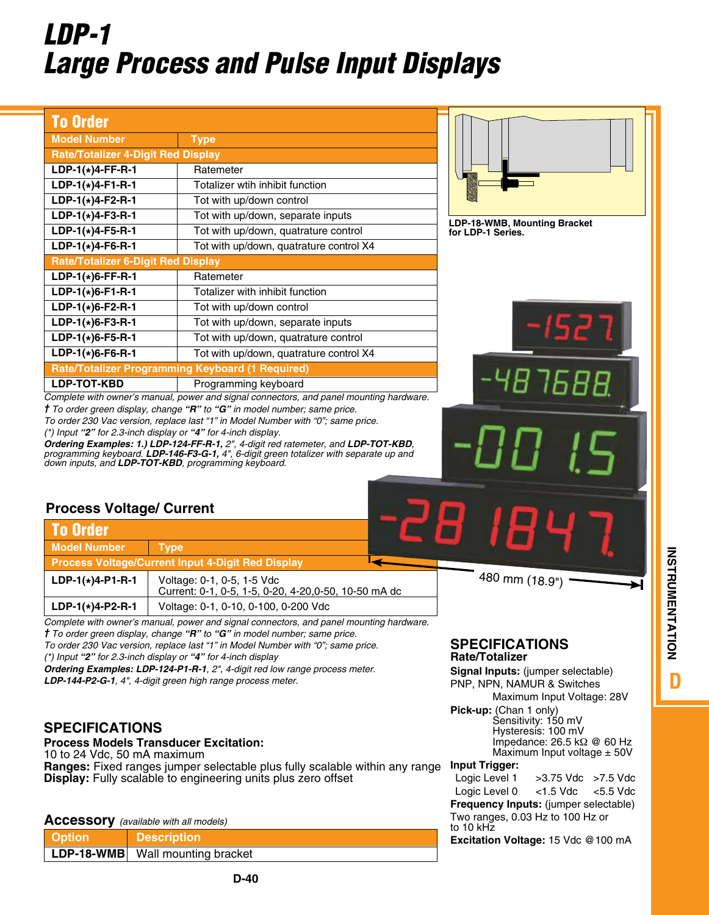# LDP-1
# Large Process and Pulse Input Displays

## To Order

| Model Number | Type |
|---|---|
| **Rate/Totalizer 4-Digit Red Display** | |
| **LDP-1(∗)4-FF-R-1** | Ratemeter |
| **LDP-1(∗)4-F1-R-1** | Totalizer wtih inhibit function |
| **LDP-1(∗)4-F2-R-1** | Tot with up/down control |
| **LDP-1(∗)4-F3-R-1** | Tot with up/down, separate inputs |
| **LDP-1(∗)4-F5-R-1** | Tot with up/down, quatrature control |
| **LDP-1(∗)4-F6-R-1** | Tot with up/down, quatrature control X4 |
| **Rate/Totalizer 6-Digit Red Display** | |
| **LDP-1(∗)6-FF-R-1** | Ratemeter |
| **LDP-1(∗)6-F1-R-1** | Totalizer with inhibit function |
| **LDP-1(∗)6-F2-R-1** | Tot with up/down control |
| **LDP-1(∗)6-F3-R-1** | Tot with up/down, separate inputs |
| **LDP-1(∗)6-F5-R-1** | Tot with up/down, quatrature control |
| **LDP-1(∗)6-F6-R-1** | Tot with up/down, quatrature control X4 |
| **Rate/Totalizer Programming Keyboard (1 Required)** | |
| **LDP-TOT-KBD** | Programming keyboard |

*Complete with owner's manual, power and signal connectors, and panel mounting hardware.*
*† To order green display, change "R" to "G" in model number; same price.*
*To order 230 Vac version, replace last "1" in Model Number with "0"; same price.*
*(∗) Input "2" for 2.3-inch display or "4" for 4-inch display.*
***Ordering Examples: 1.) LDP-124-FF-R-1,** 2", 4-digit red ratemeter, and **LDP-TOT-KBD**, programming keyboard. **LDP-146-F3-G-1,** 4", 6-digit green totalizer with separate up and down inputs, and **LDP-TOT-KBD**, programming keyboard.*

**LDP-18-WMB, Mounting Bracket for LDP-1 Series.**

480 mm (18.9")

## Process Voltage/ Current

### To Order

| Model Number | Type |
|---|---|
| **Process Voltage/Current Input 4-Digit Red Display** | |
| **LDP-1(∗)4-P1-R-1** | Voltage: 0-1, 0-5, 1-5 Vdc<br>Current: 0-1, 0-5, 1-5, 0-20, 4-20,0-50, 10-50 mA dc |
| **LDP-1(∗)4-P2-R-1** | Voltage: 0-1, 0-10, 0-100, 0-200 Vdc |

*Complete with owner's manual, power and signal connectors, and panel mounting hardware.*
*† To order green display, change "R" to "G" in model number; same price.*
*To order 230 Vac version, replace last "1" in Model Number with "0"; same price.*
*(∗) Input "2" for 2.3-inch display or "4" for 4-inch display*
***Ordering Examples: LDP-124-P1-R-1**, 2", 4-digit red low range process meter.*
***LDP-144-P2-G-1**, 4", 4-digit green high range process meter.*

## SPECIFICATIONS

**Process Models Transducer Excitation:**
10 to 24 Vdc, 50 mA maximum
**Ranges:** Fixed ranges jumper selectable plus fully scalable within any range
**Display:** Fully scalable to engineering units plus zero offset

## Accessory *(available with all models)*

| Option | Description |
|---|---|
| **LDP-18-WMB** | Wall mounting bracket |

## SPECIFICATIONS
### Rate/Totalizer

**Signal Inputs:** (jumper selectable)
PNP, NPN, NAMUR & Switches
Maximum Input Voltage: 28V

**Pick-up:** (Chan 1 only)
Sensitivity: 150 mV
Hysteresis: 100 mV
Impedance: 26.5 kΩ @ 60 Hz
Maximum Input voltage ± 50V

**Input Trigger:**

| | | |
|---|---|---|
| Logic Level 1 | >3.75 Vdc | >7.5 Vdc |
| Logic Level 0 | <1.5 Vdc | <5.5 Vdc |

**Frequency Inputs:** (jumper selectable)
Two ranges, 0.03 Hz to 100 Hz or to 10 kHz

**Excitation Voltage:** 15 Vdc @100 mA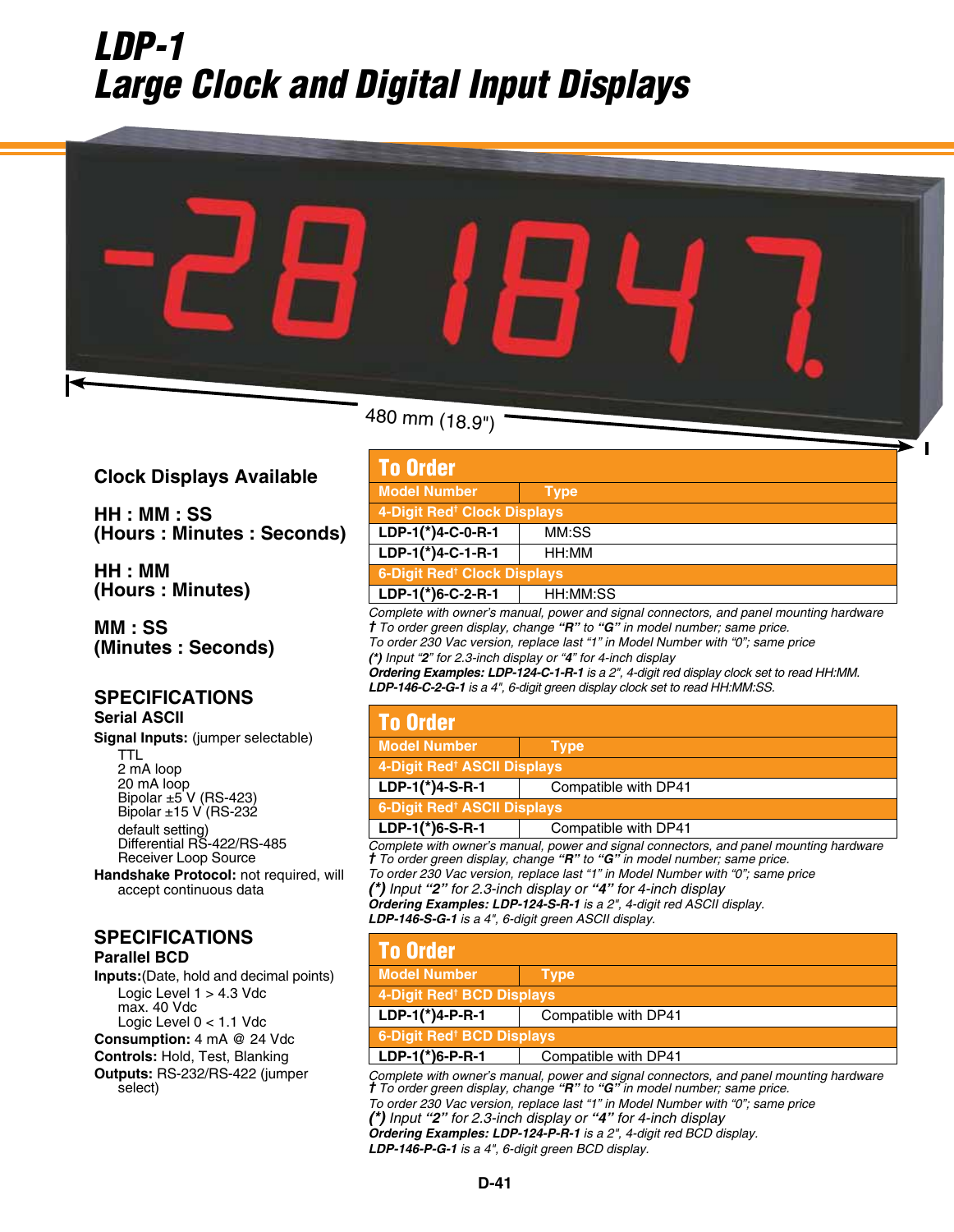# LDP-1
# Large Clock and Digital Input Displays

480 mm (18.9")

## Clock Displays Available

**HH : MM : SS**
**(Hours : Minutes : Seconds)**

**HH : MM**
**(Hours : Minutes)**

**MM : SS**
**(Minutes : Seconds)**

## To Order

| Model Number | Type |
|---|---|
| **4-Digit Red† Clock Displays** | |
| **LDP-1(*)4-C-0-R-1** | MM:SS |
| **LDP-1(*)4-C-1-R-1** | HH:MM |
| **6-Digit Red† Clock Displays** | |
| **LDP-1(*)6-C-2-R-1** | HH:MM:SS |

*Complete with owner's manual, power and signal connectors, and panel mounting hardware*
*† To order green display, change "R" to "G" in model number; same price.*
*To order 230 Vac version, replace last "1" in Model Number with "0"; same price*
*(*) Input "2" for 2.3-inch display or "4" for 4-inch display*
***Ordering Examples: LDP-124-C-1-R-1** is a 2", 4-digit red display clock set to read HH:MM.*
***LDP-146-C-2-G-1** is a 4", 6-digit green display clock set to read HH:MM:SS.*

## SPECIFICATIONS
### Serial ASCII

**Signal Inputs:** (jumper selectable)
- TTL
- 2 mA loop
- 20 mA loop
- Bipolar ±5 V (RS-423)
- Bipolar ±15 V (RS-232 default setting)
- Differential RS-422/RS-485
- Receiver Loop Source

**Handshake Protocol:** not required, will accept continuous data

## To Order

| Model Number | Type |
|---|---|
| **4-Digit Red† ASCII Displays** | |
| **LDP-1(*)4-S-R-1** | Compatible with DP41 |
| **6-Digit Red† ASCII Displays** | |
| **LDP-1(*)6-S-R-1** | Compatible with DP41 |

*Complete with owner's manual, power and signal connectors, and panel mounting hardware*
*† To order green display, change "R" to "G" in model number; same price.*
*To order 230 Vac version, replace last "1" in Model Number with "0"; same price*
*(*) Input "2" for 2.3-inch display or "4" for 4-inch display*
***Ordering Examples: LDP-124-S-R-1** is a 2", 4-digit red ASCII display.*
***LDP-146-S-G-1** is a 4", 6-digit green ASCII display.*

## SPECIFICATIONS
### Parallel BCD

**Inputs:**(Date, hold and decimal points)
- Logic Level 1 > 4.3 Vdc max. 40 Vdc
- Logic Level 0 < 1.1 Vdc

**Consumption:** 4 mA @ 24 Vdc
**Controls:** Hold, Test, Blanking
**Outputs:** RS-232/RS-422 (jumper select)

## To Order

| Model Number | Type |
|---|---|
| **4-Digit Red† BCD Displays** | |
| **LDP-1(*)4-P-R-1** | Compatible with DP41 |
| **6-Digit Red† BCD Displays** | |
| **LDP-1(*)6-P-R-1** | Compatible with DP41 |

*Complete with owner's manual, power and signal connectors, and panel mounting hardware*
*† To order green display, change "R" to "G" in model number; same price.*
*To order 230 Vac version, replace last "1" in Model Number with "0"; same price*
*(*) Input "2" for 2.3-inch display or "4" for 4-inch display*
***Ordering Examples: LDP-124-P-R-1** is a 2", 4-digit red BCD display.*
***LDP-146-P-G-1** is a 4", 6-digit green BCD display.*